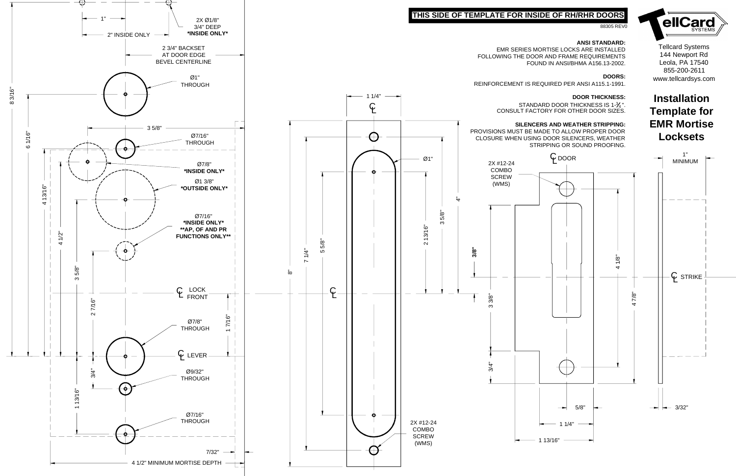**THIS SIDE OF TEMPLATE FOR INSIDE OF RH/RHR DOORS**

88305 REV0

TellCard SYSTEMS

Tellcard Systems
144 Newport Rd
Leola, PA 17540
855-200-2611
www.tellcardsys.com

# Installation Template for EMR Mortise Locksets

**ANSI STANDARD:**
EMR SERIES MORTISE LOCKS ARE INSTALLED FOLLOWING THE DOOR AND FRAME REQUIREMENTS FOUND IN ANSI/BHMA A156.13-2002.

**DOORS:**
REINFORCEMENT IS REQUIRED PER ANSI A115.1-1991.

**DOOR THICKNESS:**
STANDARD DOOR THICKNESS IS 1-3/4". CONSULT FACTORY FOR OTHER DOOR SIZES.

**SILENCERS AND WEATHER STRIPPING:**
PROVISIONS MUST BE MADE TO ALLOW PROPER DOOR CLOSURE WHEN USING DOOR SILENCERS, WEATHER STRIPPING OR SOUND PROOFING.

1"
2" INSIDE ONLY
2X Ø1/8" 3/4" DEEP **\*INSIDE ONLY\***
2 3/4" BACKSET AT DOOR EDGE BEVEL CENTERLINE
Ø1" THROUGH
3 5/8"
Ø7/16" THROUGH
Ø7/8" **\*INSIDE ONLY\***
Ø1 3/8" **\*OUTSIDE ONLY\***
Ø7/16" **\*INSIDE ONLY\*** **\*\*AP, OF AND PR FUNCTIONS ONLY\*\***
℄ LOCK FRONT
Ø7/8" THROUGH
℄ LEVER
Ø9/32" THROUGH
Ø7/16" THROUGH
7/32"
4 1/2" MINIMUM MORTISE DEPTH
8 3/16"
6 1/16"
4 13/16"
4 1/2"
3 5/8"
2 7/16"
1 7/16"
3/4"
1 13/16"

1 1/4"
℄
Ø1"
8"
7 1/4"
5 5/8"
2 13/16"
3 5/8"
4"
2X #12-24 COMBO SCREW (WMS)

℄ DOOR
2X #12-24 COMBO SCREW (WMS)
**3/8"**
3 3/8"
3/4"
4 1/8"
4 7/8"
5/8"
1 1/4"
1 13/16"
1" MINIMUM
℄ STRIKE
3/32"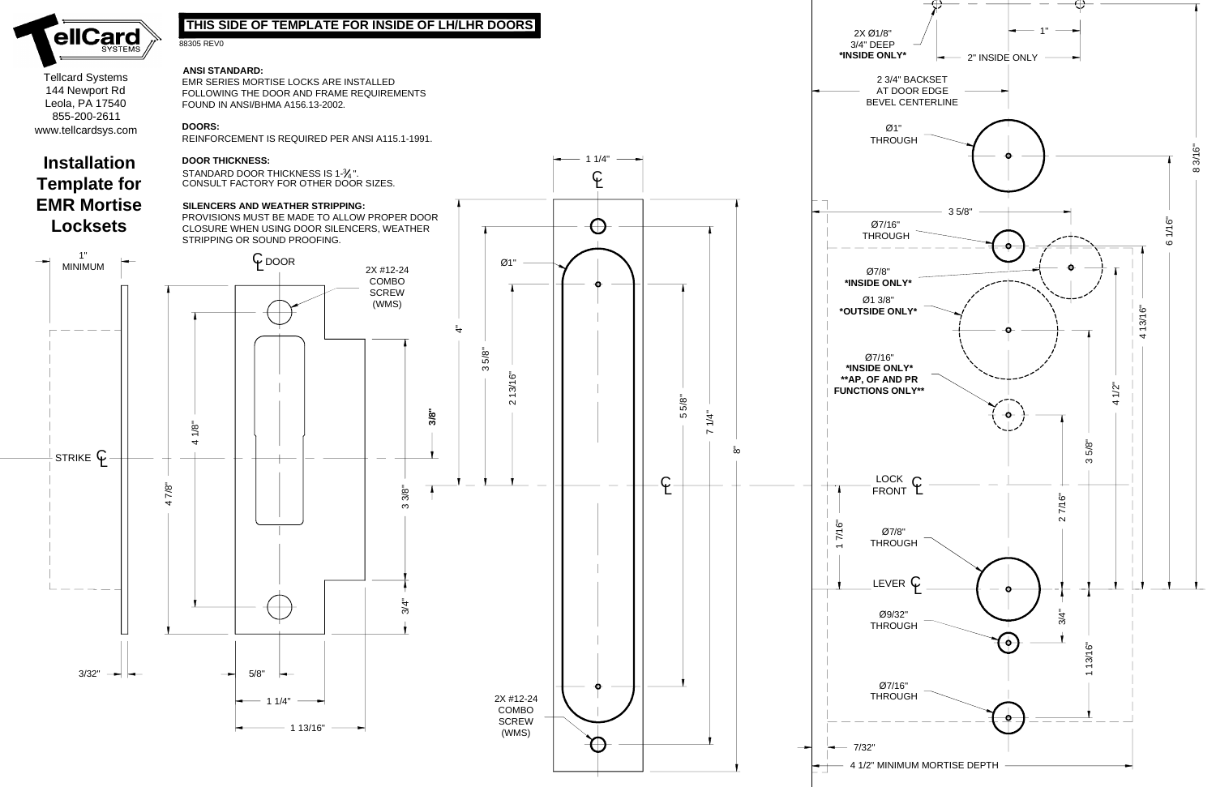Tellcard Systems
144 Newport Rd
Leola, PA 17540
855-200-2611
www.tellcardsys.com

# Installation Template for EMR Mortise Locksets

**THIS SIDE OF TEMPLATE FOR INSIDE OF LH/LHR DOORS**

88305 REV0

**ANSI STANDARD:**
EMR SERIES MORTISE LOCKS ARE INSTALLED FOLLOWING THE DOOR AND FRAME REQUIREMENTS FOUND IN ANSI/BHMA A156.13-2002.

**DOORS:**
REINFORCEMENT IS REQUIRED PER ANSI A115.1-1991.

**DOOR THICKNESS:**
STANDARD DOOR THICKNESS IS 1-¾".
CONSULT FACTORY FOR OTHER DOOR SIZES.

**SILENCERS AND WEATHER STRIPPING:**
PROVISIONS MUST BE MADE TO ALLOW PROPER DOOR CLOSURE WHEN USING DOOR SILENCERS, WEATHER STRIPPING OR SOUND PROOFING.

1" MINIMUM

STRIKE CL

CL DOOR

2X #12-24 COMBO SCREW (WMS)

4 7/8"

4 1/8"

3/8"

3 3/8"

3/4"

3/32"

5/8"

1 1/4"

1 13/16"

1 1/4"

CL

Ø1"

4"

3 5/8"

2 13/16"

5 5/8"

7 1/4"

8"

CL

2X #12-24 COMBO SCREW (WMS)

2X Ø1/8"
3/4" DEEP
**\*INSIDE ONLY\***

1"

2" INSIDE ONLY

2 3/4" BACKSET AT DOOR EDGE BEVEL CENTERLINE

Ø1" THROUGH

8 3/16"

3 5/8"

6 1/16"

Ø7/16" THROUGH

Ø7/8"
**\*INSIDE ONLY\***

Ø1 3/8"
**\*OUTSIDE ONLY\***

4 13/16"

Ø7/16"
**\*INSIDE ONLY\***
**\*\*AP, OF AND PR FUNCTIONS ONLY\*\***

4 1/2"

3 5/8"

LOCK FRONT CL

2 7/16"

1 7/16"

Ø7/8" THROUGH

LEVER CL

Ø9/32" THROUGH

3/4"

1 13/16"

Ø7/16" THROUGH

7/32"

4 1/2" MINIMUM MORTISE DEPTH